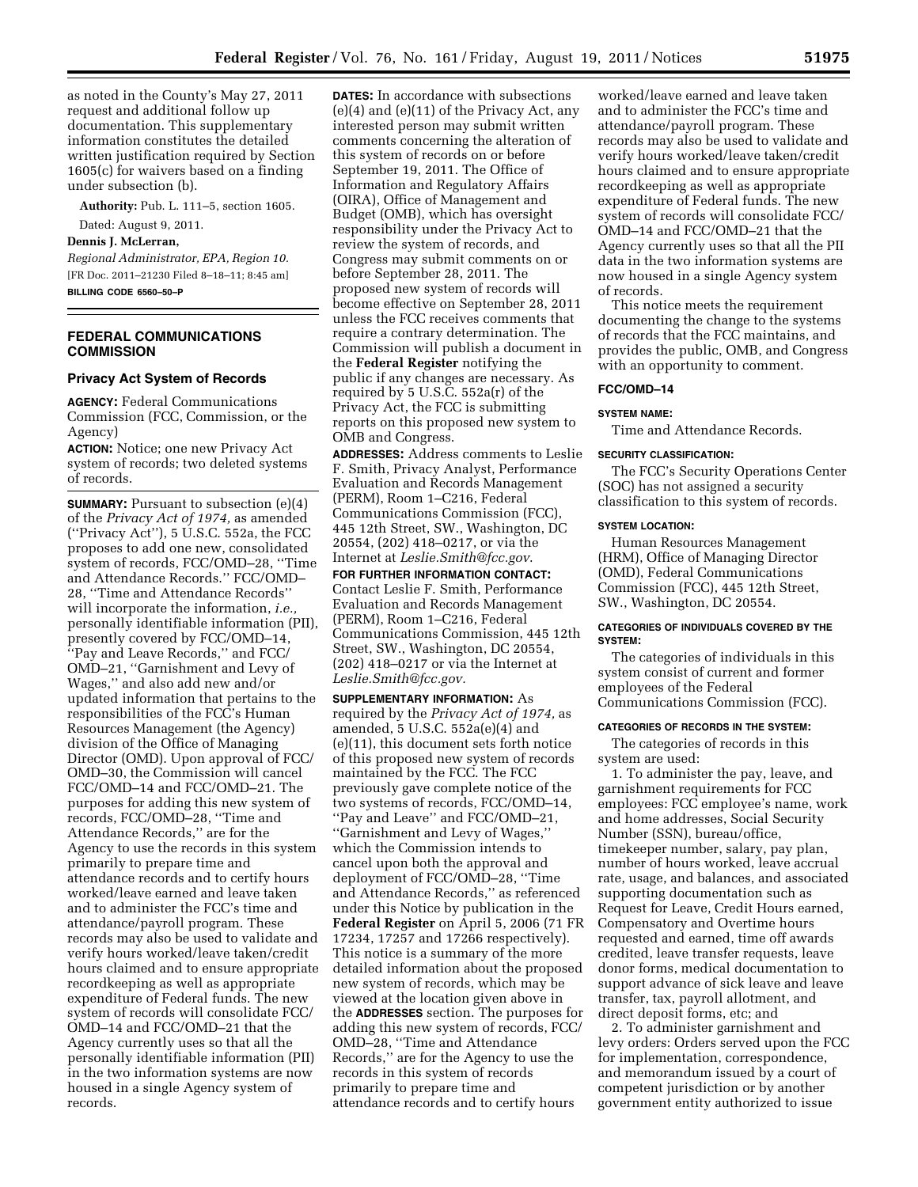as noted in the County's May 27, 2011 request and additional follow up documentation. This supplementary information constitutes the detailed written justification required by Section 1605(c) for waivers based on a finding under subsection (b).

**Authority:** Pub. L. 111–5, section 1605.

Dated: August 9, 2011.

**Dennis J. McLerran,**

*Regional Administrator, EPA, Region 10.*

[FR Doc. 2011–21230 Filed 8–18–11; 8:45 am]

**BILLING CODE 6560–50–P**

## FEDERAL COMMUNICATIONS COMMISSION

### Privacy Act System of Records

**AGENCY:** Federal Communications Commission (FCC, Commission, or the Agency)

**ACTION:** Notice; one new Privacy Act system of records; two deleted systems of records.

**SUMMARY:** Pursuant to subsection (e)(4) of the *Privacy Act of 1974,* as amended (''Privacy Act''), 5 U.S.C. 552a, the FCC proposes to add one new, consolidated system of records, FCC/OMD–28, ''Time and Attendance Records.'' FCC/OMD–28, ''Time and Attendance Records'' will incorporate the information, *i.e.,* personally identifiable information (PII), presently covered by FCC/OMD–14, ''Pay and Leave Records,'' and FCC/OMD–21, ''Garnishment and Levy of Wages,'' and also add new and/or updated information that pertains to the responsibilities of the FCC's Human Resources Management (the Agency) division of the Office of Managing Director (OMD). Upon approval of FCC/OMD–30, the Commission will cancel FCC/OMD–14 and FCC/OMD–21. The purposes for adding this new system of records, FCC/OMD–28, ''Time and Attendance Records,'' are for the Agency to use the records in this system primarily to prepare time and attendance records and to certify hours worked/leave earned and leave taken and to administer the FCC's time and attendance/payroll program. These records may also be used to validate and verify hours worked/leave taken/credit hours claimed and to ensure appropriate recordkeeping as well as appropriate expenditure of Federal funds. The new system of records will consolidate FCC/OMD–14 and FCC/OMD–21 that the Agency currently uses so that all the personally identifiable information (PII) in the two information systems are now housed in a single Agency system of records.

**DATES:** In accordance with subsections (e)(4) and (e)(11) of the Privacy Act, any interested person may submit written comments concerning the alteration of this system of records on or before September 19, 2011. The Office of Information and Regulatory Affairs (OIRA), Office of Management and Budget (OMB), which has oversight responsibility under the Privacy Act to review the system of records, and Congress may submit comments on or before September 28, 2011. The proposed new system of records will become effective on September 28, 2011 unless the FCC receives comments that require a contrary determination. The Commission will publish a document in the **Federal Register** notifying the public if any changes are necessary. As required by 5 U.S.C. 552a(r) of the Privacy Act, the FCC is submitting reports on this proposed new system to OMB and Congress.

**ADDRESSES:** Address comments to Leslie F. Smith, Privacy Analyst, Performance Evaluation and Records Management (PERM), Room 1–C216, Federal Communications Commission (FCC), 445 12th Street, SW., Washington, DC 20554, (202) 418–0217, or via the Internet at *Leslie.Smith@fcc.gov*.

**FOR FURTHER INFORMATION CONTACT:** Contact Leslie F. Smith, Performance Evaluation and Records Management (PERM), Room 1–C216, Federal Communications Commission, 445 12th Street, SW., Washington, DC 20554, (202) 418–0217 or via the Internet at *Leslie.Smith@fcc.gov*.

**SUPPLEMENTARY INFORMATION:** As required by the *Privacy Act of 1974,* as amended, 5 U.S.C. 552a(e)(4) and (e)(11), this document sets forth notice of this proposed new system of records maintained by the FCC. The FCC previously gave complete notice of the two systems of records, FCC/OMD–14, ''Pay and Leave'' and FCC/OMD–21, ''Garnishment and Levy of Wages,'' which the Commission intends to cancel upon both the approval and deployment of FCC/OMD–28, ''Time and Attendance Records,'' as referenced under this Notice by publication in the **Federal Register** on April 5, 2006 (71 FR 17234, 17257 and 17266 respectively). This notice is a summary of the more detailed information about the proposed new system of records, which may be viewed at the location given above in the **ADDRESSES** section. The purposes for adding this new system of records, FCC/OMD–28, ''Time and Attendance Records,'' are for the Agency to use the records in this system of records primarily to prepare time and attendance records and to certify hours worked/leave earned and leave taken and to administer the FCC's time and attendance/payroll program. These records may also be used to validate and verify hours worked/leave taken/credit hours claimed and to ensure appropriate recordkeeping as well as appropriate expenditure of Federal funds. The new system of records will consolidate FCC/OMD–14 and FCC/OMD–21 that the Agency currently uses so that all the PII data in the two information systems are now housed in a single Agency system of records.

This notice meets the requirement documenting the change to the systems of records that the FCC maintains, and provides the public, OMB, and Congress with an opportunity to comment.

### FCC/OMD–14

#### SYSTEM NAME:

Time and Attendance Records.

#### SECURITY CLASSIFICATION:

The FCC's Security Operations Center (SOC) has not assigned a security classification to this system of records.

#### SYSTEM LOCATION:

Human Resources Management (HRM), Office of Managing Director (OMD), Federal Communications Commission (FCC), 445 12th Street, SW., Washington, DC 20554.

#### CATEGORIES OF INDIVIDUALS COVERED BY THE SYSTEM:

The categories of individuals in this system consist of current and former employees of the Federal Communications Commission (FCC).

#### CATEGORIES OF RECORDS IN THE SYSTEM:

The categories of records in this system are used:

1. To administer the pay, leave, and garnishment requirements for FCC employees: FCC employee's name, work and home addresses, Social Security Number (SSN), bureau/office, timekeeper number, salary, pay plan, number of hours worked, leave accrual rate, usage, and balances, and associated supporting documentation such as Request for Leave, Credit Hours earned, Compensatory and Overtime hours requested and earned, time off awards credited, leave transfer requests, leave donor forms, medical documentation to support advance of sick leave and leave transfer, tax, payroll allotment, and direct deposit forms, etc; and

2. To administer garnishment and levy orders: Orders served upon the FCC for implementation, correspondence, and memorandum issued by a court of competent jurisdiction or by another government entity authorized to issue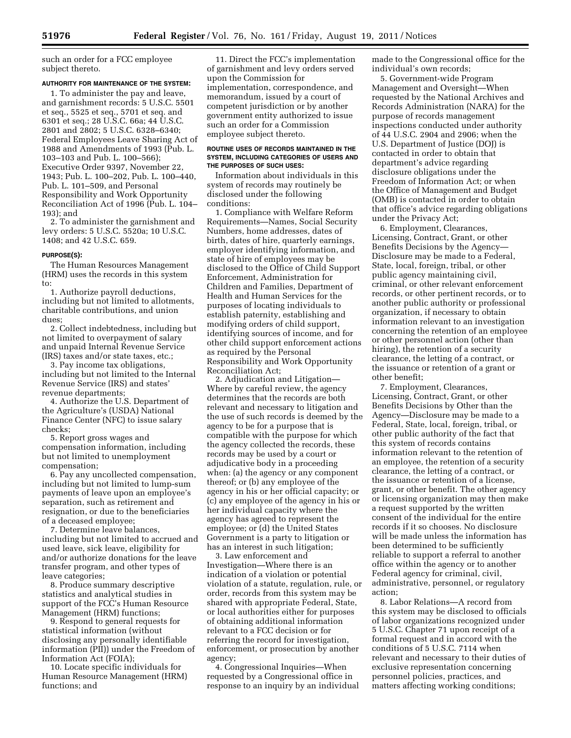such an order for a FCC employee subject thereto.

#### AUTHORITY FOR MAINTENANCE OF THE SYSTEM:

1. To administer the pay and leave, and garnishment records: 5 U.S.C. 5501 et seq., 5525 et seq., 5701 et seq. and 6301 et seq.; 28 U.S.C. 66a; 44 U.S.C. 2801 and 2802; 5 U.S.C. 6328–6340; Federal Employees Leave Sharing Act of 1988 and Amendments of 1993 (Pub. L. 103–103 and Pub. L. 100–566); Executive Order 9397, November 22, 1943; Pub. L. 100–202, Pub. L. 100–440, Pub. L. 101–509, and Personal Responsibility and Work Opportunity Reconciliation Act of 1996 (Pub. L. 104–193); and

2. To administer the garnishment and levy orders: 5 U.S.C. 5520a; 10 U.S.C. 1408; and 42 U.S.C. 659.

#### PURPOSE(S):

The Human Resources Management (HRM) uses the records in this system to:

1. Authorize payroll deductions, including but not limited to allotments, charitable contributions, and union dues;

2. Collect indebtedness, including but not limited to overpayment of salary and unpaid Internal Revenue Service (IRS) taxes and/or state taxes, etc.;

3. Pay income tax obligations, including but not limited to the Internal Revenue Service (IRS) and states' revenue departments;

4. Authorize the U.S. Department of the Agriculture's (USDA) National Finance Center (NFC) to issue salary checks;

5. Report gross wages and compensation information, including but not limited to unemployment compensation;

6. Pay any uncollected compensation, including but not limited to lump-sum payments of leave upon an employee's separation, such as retirement and resignation, or due to the beneficiaries of a deceased employee;

7. Determine leave balances, including but not limited to accrued and used leave, sick leave, eligibility for and/or authorize donations for the leave transfer program, and other types of leave categories;

8. Produce summary descriptive statistics and analytical studies in support of the FCC's Human Resource Management (HRM) functions;

9. Respond to general requests for statistical information (without disclosing any personally identifiable information (PII)) under the Freedom of Information Act (FOIA);

10. Locate specific individuals for Human Resource Management (HRM) functions; and

11. Direct the FCC's implementation of garnishment and levy orders served upon the Commission for implementation, correspondence, and memorandum, issued by a court of competent jurisdiction or by another government entity authorized to issue such an order for a Commission employee subject thereto.

#### ROUTINE USES OF RECORDS MAINTAINED IN THE SYSTEM, INCLUDING CATEGORIES OF USERS AND THE PURPOSES OF SUCH USES:

Information about individuals in this system of records may routinely be disclosed under the following conditions:

1. Compliance with Welfare Reform Requirements—Names, Social Security Numbers, home addresses, dates of birth, dates of hire, quarterly earnings, employer identifying information, and state of hire of employees may be disclosed to the Office of Child Support Enforcement, Administration for Children and Families, Department of Health and Human Services for the purposes of locating individuals to establish paternity, establishing and modifying orders of child support, identifying sources of income, and for other child support enforcement actions as required by the Personal Responsibility and Work Opportunity Reconciliation Act;

2. Adjudication and Litigation—Where by careful review, the agency determines that the records are both relevant and necessary to litigation and the use of such records is deemed by the agency to be for a purpose that is compatible with the purpose for which the agency collected the records, these records may be used by a court or adjudicative body in a proceeding when: (a) the agency or any component thereof; or (b) any employee of the agency in his or her official capacity; or (c) any employee of the agency in his or her individual capacity where the agency has agreed to represent the employee; or (d) the United States Government is a party to litigation or has an interest in such litigation;

3. Law enforcement and Investigation—Where there is an indication of a violation or potential violation of a statute, regulation, rule, or order, records from this system may be shared with appropriate Federal, State, or local authorities either for purposes of obtaining additional information relevant to a FCC decision or for referring the record for investigation, enforcement, or prosecution by another agency;

4. Congressional Inquiries—When requested by a Congressional office in response to an inquiry by an individual made to the Congressional office for the individual's own records;

5. Government-wide Program Management and Oversight—When requested by the National Archives and Records Administration (NARA) for the purpose of records management inspections conducted under authority of 44 U.S.C. 2904 and 2906; when the U.S. Department of Justice (DOJ) is contacted in order to obtain that department's advice regarding disclosure obligations under the Freedom of Information Act; or when the Office of Management and Budget (OMB) is contacted in order to obtain that office's advice regarding obligations under the Privacy Act;

6. Employment, Clearances, Licensing, Contract, Grant, or other Benefits Decisions by the Agency—Disclosure may be made to a Federal, State, local, foreign, tribal, or other public agency maintaining civil, criminal, or other relevant enforcement records, or other pertinent records, or to another public authority or professional organization, if necessary to obtain information relevant to an investigation concerning the retention of an employee or other personnel action (other than hiring), the retention of a security clearance, the letting of a contract, or the issuance or retention of a grant or other benefit;

7. Employment, Clearances, Licensing, Contract, Grant, or other Benefits Decisions by Other than the Agency—Disclosure may be made to a Federal, State, local, foreign, tribal, or other public authority of the fact that this system of records contains information relevant to the retention of an employee, the retention of a security clearance, the letting of a contract, or the issuance or retention of a license, grant, or other benefit. The other agency or licensing organization may then make a request supported by the written consent of the individual for the entire records if it so chooses. No disclosure will be made unless the information has been determined to be sufficiently reliable to support a referral to another office within the agency or to another Federal agency for criminal, civil, administrative, personnel, or regulatory action;

8. Labor Relations—A record from this system may be disclosed to officials of labor organizations recognized under 5 U.S.C. Chapter 71 upon receipt of a formal request and in accord with the conditions of 5 U.S.C. 7114 when relevant and necessary to their duties of exclusive representation concerning personnel policies, practices, and matters affecting working conditions;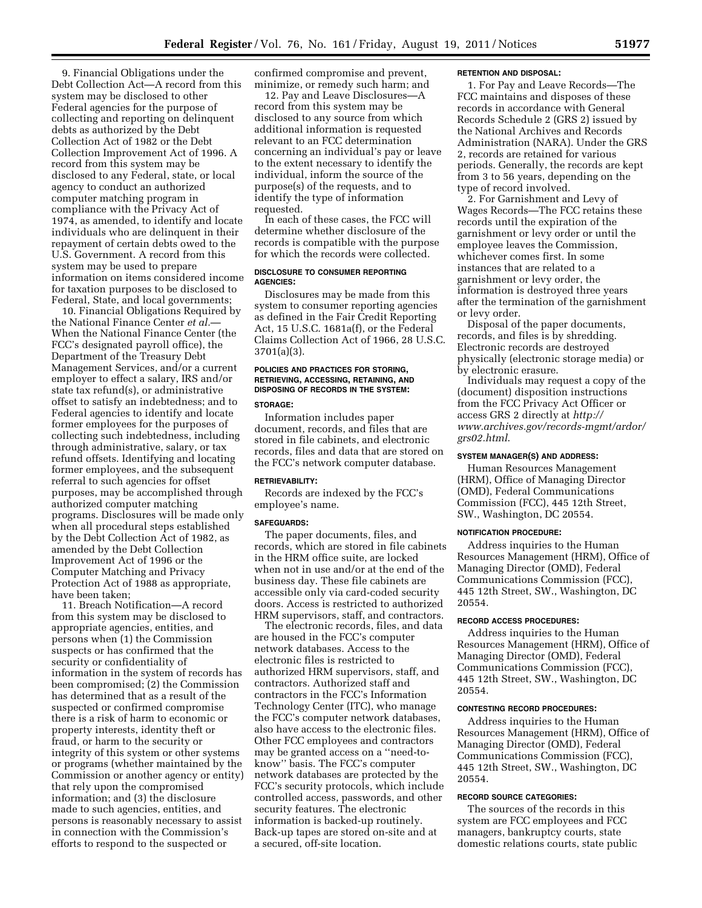9. Financial Obligations under the Debt Collection Act—A record from this system may be disclosed to other Federal agencies for the purpose of collecting and reporting on delinquent debts as authorized by the Debt Collection Act of 1982 or the Debt Collection Improvement Act of 1996. A record from this system may be disclosed to any Federal, state, or local agency to conduct an authorized computer matching program in compliance with the Privacy Act of 1974, as amended, to identify and locate individuals who are delinquent in their repayment of certain debts owed to the U.S. Government. A record from this system may be used to prepare information on items considered income for taxation purposes to be disclosed to Federal, State, and local governments;

10. Financial Obligations Required by the National Finance Center *et al.*—When the National Finance Center (the FCC's designated payroll office), the Department of the Treasury Debt Management Services, and/or a current employer to effect a salary, IRS and/or state tax refund(s), or administrative offset to satisfy an indebtedness; and to Federal agencies to identify and locate former employees for the purposes of collecting such indebtedness, including through administrative, salary, or tax refund offsets. Identifying and locating former employees, and the subsequent referral to such agencies for offset purposes, may be accomplished through authorized computer matching programs. Disclosures will be made only when all procedural steps established by the Debt Collection Act of 1982, as amended by the Debt Collection Improvement Act of 1996 or the Computer Matching and Privacy Protection Act of 1988 as appropriate, have been taken;

11. Breach Notification—A record from this system may be disclosed to appropriate agencies, entities, and persons when (1) the Commission suspects or has confirmed that the security or confidentiality of information in the system of records has been compromised; (2) the Commission has determined that as a result of the suspected or confirmed compromise there is a risk of harm to economic or property interests, identity theft or fraud, or harm to the security or integrity of this system or other systems or programs (whether maintained by the Commission or another agency or entity) that rely upon the compromised information; and (3) the disclosure made to such agencies, entities, and persons is reasonably necessary to assist in connection with the Commission's efforts to respond to the suspected or confirmed compromise and prevent, minimize, or remedy such harm; and

12. Pay and Leave Disclosures—A record from this system may be disclosed to any source from which additional information is requested relevant to an FCC determination concerning an individual's pay or leave to the extent necessary to identify the individual, inform the source of the purpose(s) of the requests, and to identify the type of information requested.

In each of these cases, the FCC will determine whether disclosure of the records is compatible with the purpose for which the records were collected.

#### DISCLOSURE TO CONSUMER REPORTING AGENCIES:

Disclosures may be made from this system to consumer reporting agencies as defined in the Fair Credit Reporting Act, 15 U.S.C. 1681a(f), or the Federal Claims Collection Act of 1966, 28 U.S.C. 3701(a)(3).

#### POLICIES AND PRACTICES FOR STORING, RETRIEVING, ACCESSING, RETAINING, AND DISPOSING OF RECORDS IN THE SYSTEM:

#### STORAGE:

Information includes paper document, records, and files that are stored in file cabinets, and electronic records, files and data that are stored on the FCC's network computer database.

#### RETRIEVABILITY:

Records are indexed by the FCC's employee's name.

#### SAFEGUARDS:

The paper documents, files, and records, which are stored in file cabinets in the HRM office suite, are locked when not in use and/or at the end of the business day. These file cabinets are accessible only via card-coded security doors. Access is restricted to authorized HRM supervisors, staff, and contractors.

The electronic records, files, and data are housed in the FCC's computer network databases. Access to the electronic files is restricted to authorized HRM supervisors, staff, and contractors. Authorized staff and contractors in the FCC's Information Technology Center (ITC), who manage the FCC's computer network databases, also have access to the electronic files. Other FCC employees and contractors may be granted access on a "need-to-know" basis. The FCC's computer network databases are protected by the FCC's security protocols, which include controlled access, passwords, and other security features. The electronic information is backed-up routinely. Back-up tapes are stored on-site and at a secured, off-site location.

#### RETENTION AND DISPOSAL:

1. For Pay and Leave Records—The FCC maintains and disposes of these records in accordance with General Records Schedule 2 (GRS 2) issued by the National Archives and Records Administration (NARA). Under the GRS 2, records are retained for various periods. Generally, the records are kept from 3 to 56 years, depending on the type of record involved.

2. For Garnishment and Levy of Wages Records—The FCC retains these records until the expiration of the garnishment or levy order or until the employee leaves the Commission, whichever comes first. In some instances that are related to a garnishment or levy order, the information is destroyed three years after the termination of the garnishment or levy order.

Disposal of the paper documents, records, and files is by shredding. Electronic records are destroyed physically (electronic storage media) or by electronic erasure.

Individuals may request a copy of the (document) disposition instructions from the FCC Privacy Act Officer or access GRS 2 directly at *http://www.archives.gov/records-mgmt/ardor/grs02.html*.

#### SYSTEM MANAGER(S) AND ADDRESS:

Human Resources Management (HRM), Office of Managing Director (OMD), Federal Communications Commission (FCC), 445 12th Street, SW., Washington, DC 20554.

#### NOTIFICATION PROCEDURE:

Address inquiries to the Human Resources Management (HRM), Office of Managing Director (OMD), Federal Communications Commission (FCC), 445 12th Street, SW., Washington, DC 20554.

#### RECORD ACCESS PROCEDURES:

Address inquiries to the Human Resources Management (HRM), Office of Managing Director (OMD), Federal Communications Commission (FCC), 445 12th Street, SW., Washington, DC 20554.

#### CONTESTING RECORD PROCEDURES:

Address inquiries to the Human Resources Management (HRM), Office of Managing Director (OMD), Federal Communications Commission (FCC), 445 12th Street, SW., Washington, DC 20554.

#### RECORD SOURCE CATEGORIES:

The sources of the records in this system are FCC employees and FCC managers, bankruptcy courts, state domestic relations courts, state public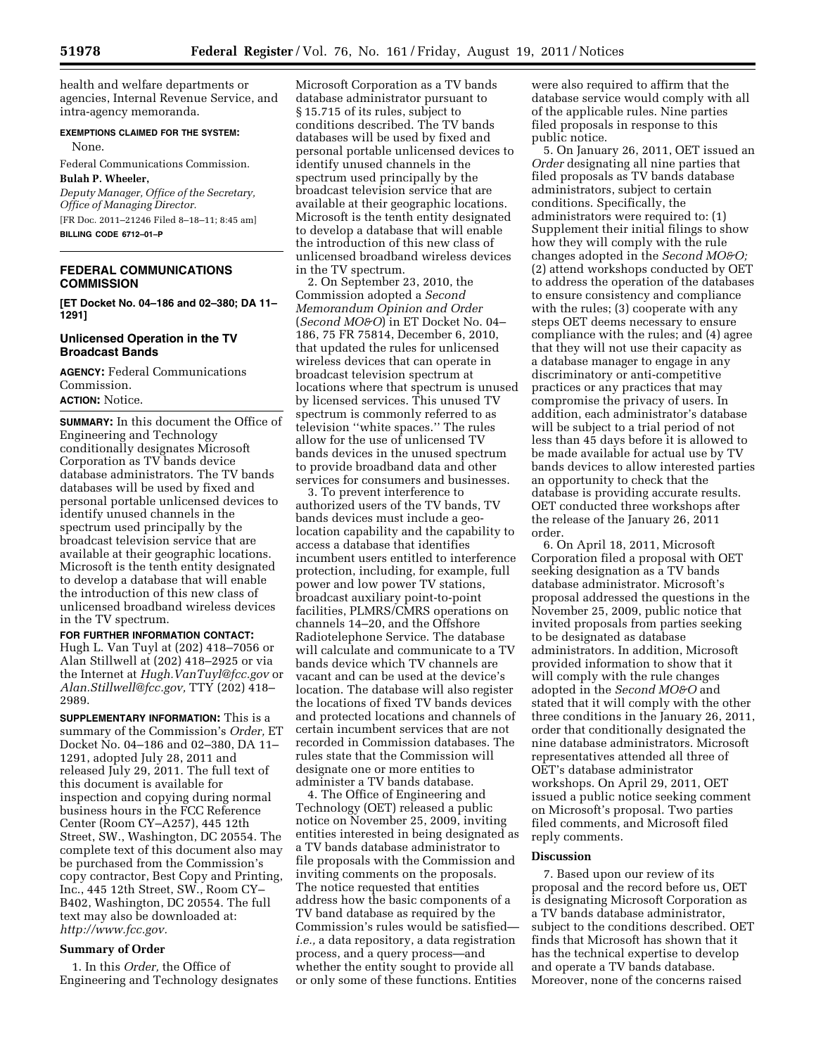health and welfare departments or agencies, Internal Revenue Service, and intra-agency memoranda.

**EXEMPTIONS CLAIMED FOR THE SYSTEM:**

None.

Federal Communications Commission.

**Bulah P. Wheeler,**

*Deputy Manager, Office of the Secretary, Office of Managing Director.*

[FR Doc. 2011–21246 Filed 8–18–11; 8:45 am]

**BILLING CODE 6712–01–P**

## FEDERAL COMMUNICATIONS COMMISSION

**[ET Docket No. 04–186 and 02–380; DA 11–1291]**

### Unlicensed Operation in the TV Broadcast Bands

**AGENCY:** Federal Communications Commission.

**ACTION:** Notice.

**SUMMARY:** In this document the Office of Engineering and Technology conditionally designates Microsoft Corporation as TV bands device database administrators. The TV bands databases will be used by fixed and personal portable unlicensed devices to identify unused channels in the spectrum used principally by the broadcast television service that are available at their geographic locations. Microsoft is the tenth entity designated to develop a database that will enable the introduction of this new class of unlicensed broadband wireless devices in the TV spectrum.

**FOR FURTHER INFORMATION CONTACT:** Hugh L. Van Tuyl at (202) 418–7056 or Alan Stillwell at (202) 418–2925 or via the Internet at *Hugh.VanTuyl@fcc.gov* or *Alan.Stillwell@fcc.gov,* TTY (202) 418–2989.

**SUPPLEMENTARY INFORMATION:** This is a summary of the Commission's *Order,* ET Docket No. 04–186 and 02–380, DA 11–1291, adopted July 28, 2011 and released July 29, 2011. The full text of this document is available for inspection and copying during normal business hours in the FCC Reference Center (Room CY–A257), 445 12th Street, SW., Washington, DC 20554. The complete text of this document also may be purchased from the Commission's copy contractor, Best Copy and Printing, Inc., 445 12th Street, SW., Room CY–B402, Washington, DC 20554. The full text may also be downloaded at: *http://www.fcc.gov.*

#### Summary of Order

1. In this *Order,* the Office of Engineering and Technology designates Microsoft Corporation as a TV bands database administrator pursuant to § 15.715 of its rules, subject to conditions described. The TV bands databases will be used by fixed and personal portable unlicensed devices to identify unused channels in the spectrum used principally by the broadcast television service that are available at their geographic locations. Microsoft is the tenth entity designated to develop a database that will enable the introduction of this new class of unlicensed broadband wireless devices in the TV spectrum.

2. On September 23, 2010, the Commission adopted a *Second Memorandum Opinion and Order* (*Second MO&O*) in ET Docket No. 04–186, 75 FR 75814, December 6, 2010, that updated the rules for unlicensed wireless devices that can operate in broadcast television spectrum at locations where that spectrum is unused by licensed services. This unused TV spectrum is commonly referred to as television "white spaces." The rules allow for the use of unlicensed TV bands devices in the unused spectrum to provide broadband data and other services for consumers and businesses.

3. To prevent interference to authorized users of the TV bands, TV bands devices must include a geo-location capability and the capability to access a database that identifies incumbent users entitled to interference protection, including, for example, full power and low power TV stations, broadcast auxiliary point-to-point facilities, PLMRS/CMRS operations on channels 14–20, and the Offshore Radiotelephone Service. The database will calculate and communicate to a TV bands device which TV channels are vacant and can be used at the device's location. The database will also register the locations of fixed TV bands devices and protected locations and channels of certain incumbent services that are not recorded in Commission databases. The rules state that the Commission will designate one or more entities to administer a TV bands database.

4. The Office of Engineering and Technology (OET) released a public notice on November 25, 2009, inviting entities interested in being designated as a TV bands database administrator to file proposals with the Commission and inviting comments on the proposals. The notice requested that entities address how the basic components of a TV band database as required by the Commission's rules would be satisfied—*i.e.,* a data repository, a data registration process, and a query process—and whether the entity sought to provide all or only some of these functions. Entities were also required to affirm that the database service would comply with all of the applicable rules. Nine parties filed proposals in response to this public notice.

5. On January 26, 2011, OET issued an *Order* designating all nine parties that filed proposals as TV bands database administrators, subject to certain conditions. Specifically, the administrators were required to: (1) Supplement their initial filings to show how they will comply with the rule changes adopted in the *Second MO&O;* (2) attend workshops conducted by OET to address the operation of the databases to ensure consistency and compliance with the rules; (3) cooperate with any steps OET deems necessary to ensure compliance with the rules; and (4) agree that they will not use their capacity as a database manager to engage in any discriminatory or anti-competitive practices or any practices that may compromise the privacy of users. In addition, each administrator's database will be subject to a trial period of not less than 45 days before it is allowed to be made available for actual use by TV bands devices to allow interested parties an opportunity to check that the database is providing accurate results. OET conducted three workshops after the release of the January 26, 2011 order.

6. On April 18, 2011, Microsoft Corporation filed a proposal with OET seeking designation as a TV bands database administrator. Microsoft's proposal addressed the questions in the November 25, 2009, public notice that invited proposals from parties seeking to be designated as database administrators. In addition, Microsoft provided information to show that it will comply with the rule changes adopted in the *Second MO&O* and stated that it will comply with the other three conditions in the January 26, 2011, order that conditionally designated the nine database administrators. Microsoft representatives attended all three of OET's database administrator workshops. On April 29, 2011, OET issued a public notice seeking comment on Microsoft's proposal. Two parties filed comments, and Microsoft filed reply comments.

#### Discussion

7. Based upon our review of its proposal and the record before us, OET is designating Microsoft Corporation as a TV bands database administrator, subject to the conditions described. OET finds that Microsoft has shown that it has the technical expertise to develop and operate a TV bands database. Moreover, none of the concerns raised